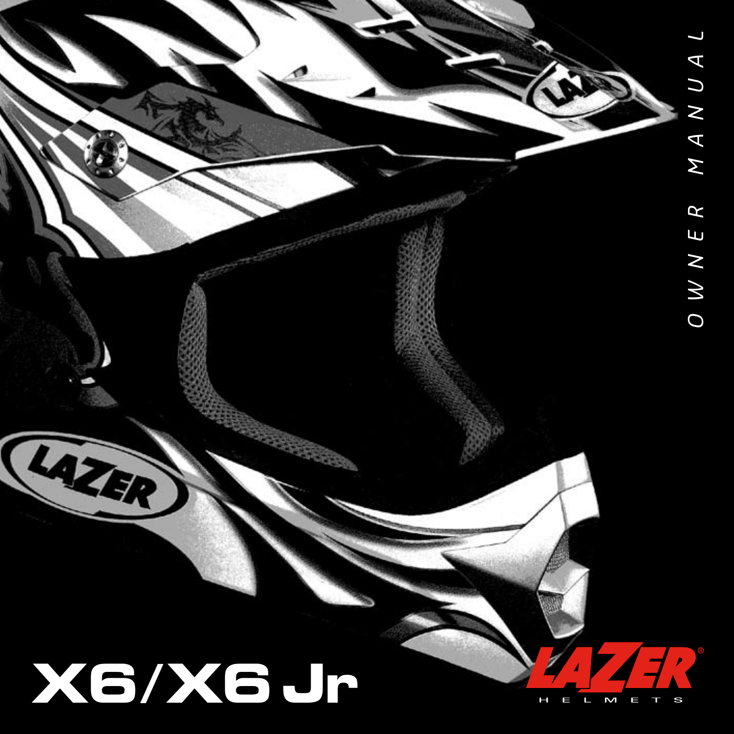# X6/X6 Jr

OWNER MANUAL

LAZER® HELMETS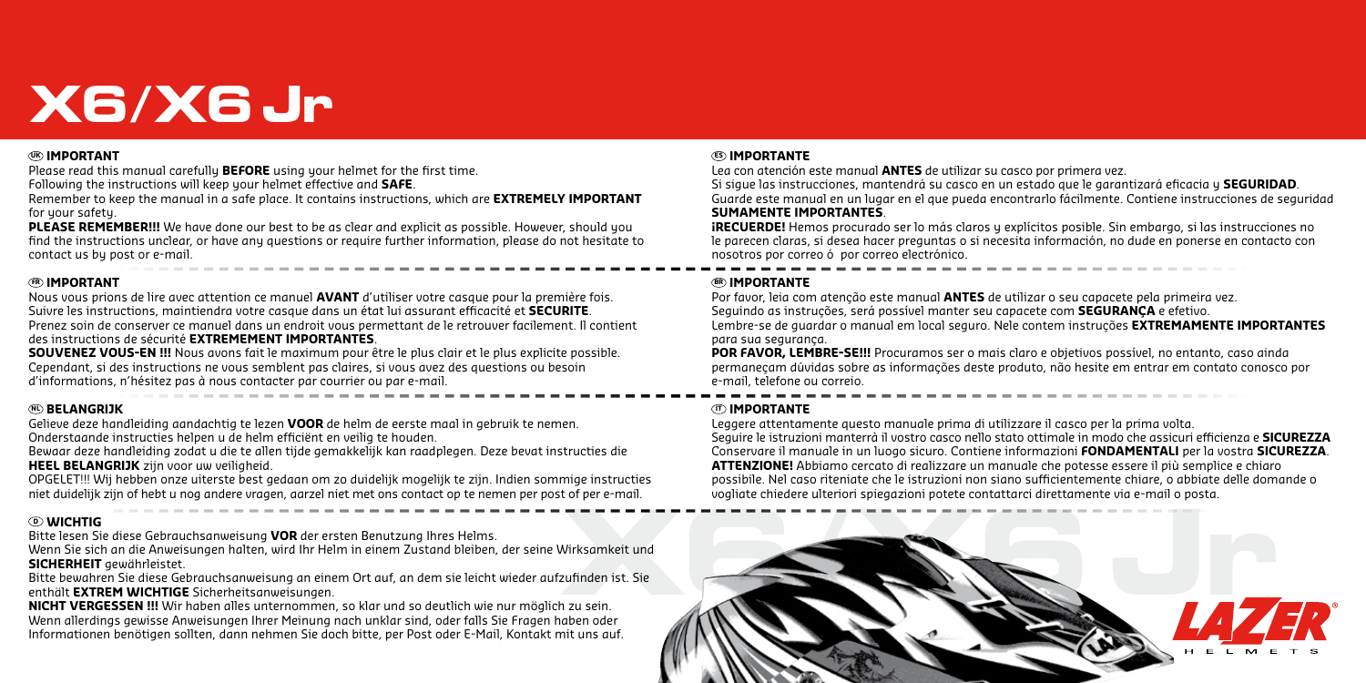# X6/X6 Jr

## UK IMPORTANT

Please read this manual carefully **BEFORE** using your helmet for the first time.
Following the instructions will keep your helmet effective and **SAFE**.
Remember to keep the manual in a safe place. It contains instructions, which are **EXTREMELY IMPORTANT** for your safety.
**PLEASE REMEMBER!!!** We have done our best to be as clear and explicit as possible. However, should you find the instructions unclear, or have any questions or require further information, please do not hesitate to contact us by post or e-mail.

## FR IMPORTANT

Nous vous prions de lire avec attention ce manuel **AVANT** d'utiliser votre casque pour la première fois.
Suivre les instructions, maintiendra votre casque dans un état lui assurant efficacité et **SECURITE**.
Prenez soin de conserver ce manuel dans un endroit vous permettant de le retrouver facilement. Il contient des instructions de sécurité **EXTREMEMENT IMPORTANTES**.
**SOUVENEZ VOUS-EN !!!** Nous avons fait le maximum pour être le plus clair et le plus explicite possible. Cependant, si des instructions ne vous semblent pas claires, si vous avez des questions ou besoin d'informations, n'hésitez pas à nous contacter par courrier ou par e-mail.

## NL BELANGRIJK

Gelieve deze handleiding aandachtig te lezen **VOOR** de helm de eerste maal in gebruik te nemen.
Onderstaande instructies helpen u de helm efficiënt en veilig te houden.
Bewaar deze handleiding zodat u die te allen tijde gemakkelijk kan raadplegen. Deze bevat instructies die **HEEL BELANGRIJK** zijn voor uw veiligheid.
OPGELET!!! Wij hebben onze uiterste best gedaan om zo duidelijk mogelijk te zijn. Indien sommige instructies niet duidelijk zijn of hebt u nog andere vragen, aarzel niet met ons contact op te nemen per post of per e-mail.

## D WICHTIG

Bitte lesen Sie diese Gebrauchsanweisung **VOR** der ersten Benutzung Ihres Helms.
Wenn Sie sich an die Anweisungen halten, wird Ihr Helm in einem Zustand bleiben, der seine Wirksamkeit und **SICHERHEIT** gewährleistet.
Bitte bewahren Sie diese Gebrauchsanweisung an einem Ort auf, an dem sie leicht wieder aufzufinden ist. Sie enthält **EXTREM WICHTIGE** Sicherheitsanweisungen.
**NICHT VERGESSEN !!!** Wir haben alles unternommen, so klar und so deutlich wie nur möglich zu sein. Wenn allerdings gewisse Anweisungen Ihrer Meinung nach unklar sind, oder falls Sie Fragen haben oder Informationen benötigen sollten, dann nehmen Sie doch bitte, per Post oder E-Mail, Kontakt mit uns auf.

## ES IMPORTANTE

Lea con atención este manual **ANTES** de utilizar su casco por primera vez.
Si sigue las instrucciones, mantendrá su casco en un estado que le garantizará eficacia y **SEGURIDAD**.
Guarde este manual en un lugar en el que pueda encontrarlo fácilmente. Contiene instrucciones de seguridad **SUMAMENTE IMPORTANTES**.
**¡RECUERDE!** Hemos procurado ser lo más claros y explícitos posible. Sin embargo, si las instrucciones no le parecen claras, si desea hacer preguntas o si necesita información, no dude en ponerse en contacto con nosotros por correo ó por correo electrónico.

## BR IMPORTANTE

Por favor, leia com atenção este manual **ANTES** de utilizar o seu capacete pela primeira vez.
Seguindo as instruções, será possível manter seu capacete com **SEGURANÇA** e efetivo.
Lembre-se de guardar o manual em local seguro. Nele contem instruções **EXTREMAMENTE IMPORTANTES** para sua segurança.
**POR FAVOR, LEMBRE-SE!!!** Procuramos ser o mais claro e objetivos possível, no entanto, caso ainda permaneçam dúvidas sobre as informações deste produto, não hesite em entrar em contato conosco por e-mail, telefone ou correio.

## IT IMPORTANTE

Leggere attentamente questo manuale prima di utilizzare il casco per la prima volta.
Seguire le istruzioni manterrà il vostro casco nello stato ottimale in modo che assicuri efficienza e **SICUREZZA**
Conservare il manuale in un luogo sicuro. Contiene informazioni **FONDAMENTALI** per la vostra **SICUREZZA**.
**ATTENZIONE!** Abbiamo cercato di realizzare un manuale che potesse essere il più semplice e chiaro possibile. Nel caso riteniate che le istruzioni non siano sufficientemente chiare, o abbiate delle domande o vogliate chiedere ulteriori spiegazioni potete contattarci direttamente via e-mail o posta.

LAZER HELMETS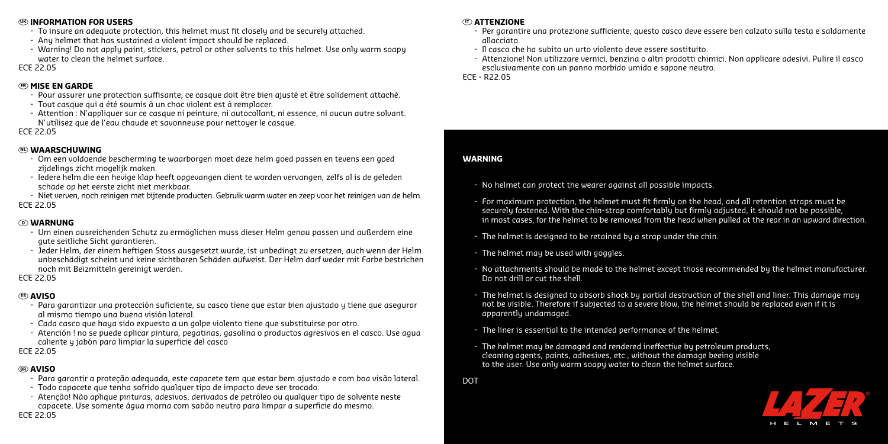## (UK) INFORMATION FOR USERS

- To insure an adequate protection, this helmet must fit closely and be securely attached.
- Any helmet that has sustained a violent impact should be replaced.
- Warning! Do not apply paint, stickers, petrol or other solvents to this helmet. Use only warm soapy water to clean the helmet surface.

ECE 22.05

## (FR) MISE EN GARDE

- Pour assurer une protection suffisante, ce casque doit être bien ajusté et être solidement attaché.
- Tout casque qui a été soumis à un choc violent est à remplacer.
- Attention : N'appliquer sur ce casque ni peinture, ni autocollant, ni essence, ni aucun autre solvant. N'utilisez que de l'eau chaude et savonneuse pour nettoyer le casque.

ECE 22.05

## (NL) WAARSCHUWING

- Om een voldoende bescherming te waarborgen moet deze helm goed passen en tevens een goed zijdelings zicht mogelijk maken.
- Iedere helm die een hevige klap heeft opgevangen dient te worden vervangen, zelfs al is de geleden schade op het eerste zicht niet merkbaar.
- Niet verven, noch reinigen met bijtende producten. Gebruik warm water en zeep voor het reinigen van de helm.

ECE 22.05

## (D) WARNUNG

- Um einen ausreichenden Schutz zu ermöglichen muss dieser Helm genau passen und außerdem eine gute seitliche Sicht garantieren.
- Jeder Helm, der einem heftigen Stoss ausgesetzt wurde, ist unbedingt zu ersetzen, auch wenn der Helm unbeschädigt scheint und keine sichtbaren Schäden aufweist. Der Helm darf weder mit Farbe bestrichen noch mit Beizmitteln gereinigt werden.

ECE 22.05

## (ES) AVISO

- Para garantizar una protección suficiente, su casco tiene que estar bien ajustado y tiene que asegurar al mismo tiempo una buena visión lateral.
- Cada casco que haya sido expuesto a un golpe violento tiene que substituirse por otro.
- Atención ! no se puede aplicar pintura, pegatinas, gasolina o productos agresivos en el casco. Use agua caliente y jabón para limpiar la superficie del casco

ECE 22.05

## (BR) AVISO

- Para garantir a proteção adequada, este capacete tem que estar bem ajustado e com boa visão lateral.
- Todo capacete que tenha sofrido qualquer tipo de impacto deve ser trocado.
- Atenção! Não aplique pinturas, adesivos, derivados de petróleo ou qualquer tipo de solvente neste capacete. Use somente água morna com sabão neutro para limpar a superfície do mesmo.

ECE 22.05

## (IT) ATTENZIONE

- Per garantire una protezione sufficiente, questo casco deve essere ben calzato sulla testa e saldamente allacciato.
- Il casco che ha subito un urto violento deve essere sostituito.
- Attenzione! Non utilizzare vernici, benzina o altri prodotti chimici. Non applicare adesivi. Pulire il casco esclusivamente con un panno morbido umido e sapone neutro.

ECE - R22.05

## WARNING

- No helmet can protect the wearer against all possible impacts.
- For maximum protection, the helmet must fit firmly on the head, and all retention straps must be securely fastened. With the chin-strap comfortably but firmly adjusted, it should not be possible, in most cases, for the helmet to be removed from the head when pulled at the rear in an upward direction.
- The helmet is designed to be retained by a strap under the chin.
- The helmet may be used with goggles.
- No attachments should be made to the helmet except those recommended by the helmet manufacturer. Do not drill or cut the shell.
- The helmet is designed to absorb shock by partial destruction of the shell and liner. This damage may not be visible. Therefore if subjected to a severe blow, the helmet should be replaced even if it is apparently undamaged.
- The liner is essential to the intended performance of the helmet.
- The helmet may be damaged and rendered ineffective by petroleum products, cleaning agents, paints, adhesives, etc., without the damage beeing visible to the user. Use only warm soapy water to clean the helmet surface.

DOT

LAZER HELMETS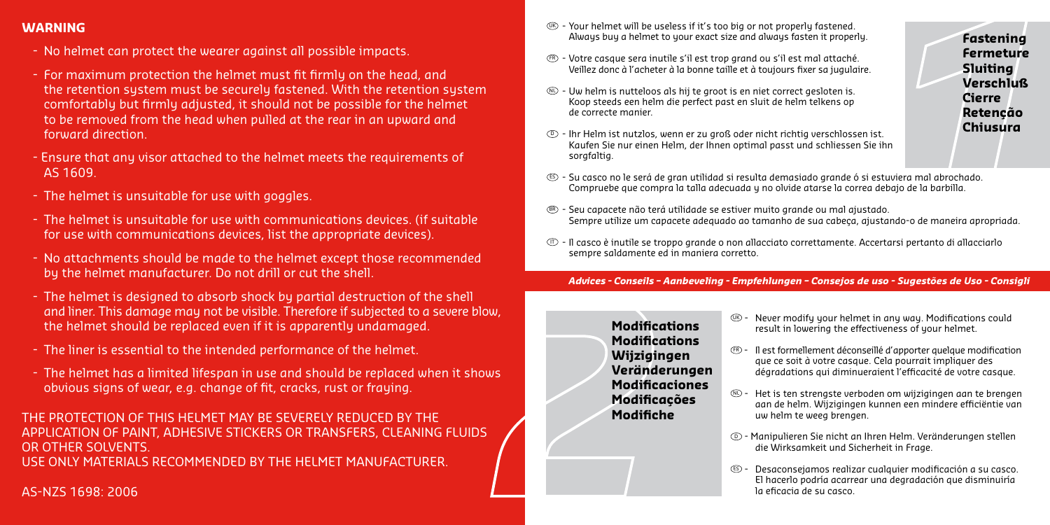## WARNING

- No helmet can protect the wearer against all possible impacts.
- For maximum protection the helmet must fit firmly on the head, and the retention system must be securely fastened. With the retention system comfortably but firmly adjusted, it should not be possible for the helmet to be removed from the head when pulled at the rear in an upward and forward direction.
- Ensure that any visor attached to the helmet meets the requirements of AS 1609.
- The helmet is unsuitable for use with goggles.
- The helmet is unsuitable for use with communications devices. (if suitable for use with communications devices, list the appropriate devices).
- No attachments should be made to the helmet except those recommended by the helmet manufacturer. Do not drill or cut the shell.
- The helmet is designed to absorb shock by partial destruction of the shell and liner. This damage may not be visible. Therefore if subjected to a severe blow, the helmet should be replaced even if it is apparently undamaged.
- The liner is essential to the intended performance of the helmet.
- The helmet has a limited lifespan in use and should be replaced when it shows obvious signs of wear, e.g. change of fit, cracks, rust or fraying.

THE PROTECTION OF THIS HELMET MAY BE SEVERELY REDUCED BY THE APPLICATION OF PAINT, ADHESIVE STICKERS OR TRANSFERS, CLEANING FLUIDS OR OTHER SOLVENTS.
USE ONLY MATERIALS RECOMMENDED BY THE HELMET MANUFACTURER.

AS-NZS 1698: 2006

## Fastening / Fermeture / Sluiting / Verschluß / Cierre / Retenção / Chiusura

- (UK) - Your helmet will be useless if it's too big or not properly fastened. Always buy a helmet to your exact size and always fasten it properly.
- (FR) - Votre casque sera inutile s'il est trop grand ou s'il est mal attaché. Veillez donc à l'acheter à la bonne taille et à toujours fixer sa jugulaire.
- (NL) - Uw helm is nutteloos als hij te groot is en niet correct gesloten is. Koop steeds een helm die perfect past en sluit de helm telkens op de correcte manier.
- (D) - Ihr Helm ist nutzlos, wenn er zu groß oder nicht richtig verschlossen ist. Kaufen Sie nur einen Helm, der Ihnen optimal passt und schliessen Sie ihn sorgfältig.
- (ES) - Su casco no le será de gran utilidad si resulta demasiado grande ó si estuviera mal abrochado. Compruebe que compra la talla adecuada y no olvide atarse la correa debajo de la barbilla.
- (BR) - Seu capacete não terá utilidade se estiver muito grande ou mal ajustado. Sempre utilize um capacete adequado ao tamanho de sua cabeça, ajustando-o de maneira apropriada.
- (IT) - Il casco è inutile se troppo grande o non allacciato correttamente. Accertarsi pertanto di allacciarlo sempre saldamente ed in maniera corretto.

***Advices - Conseils - Aanbeveling - Empfehlungen - Consejos de uso - Sugestões de Uso - Consigli***

## Modifications / Modifications / Wijzigingen / Veränderungen / Modificaciones / Modificações / Modifiche

- (UK) - Never modify your helmet in any way. Modifications could result in lowering the effectiveness of your helmet.
- (FR) - Il est formellement déconseillé d'apporter quelque modification que ce soit à votre casque. Cela pourrait impliquer des dégradations qui diminueraient l'efficacité de votre casque.
- (NL) - Het is ten strengste verboden om wijzigingen aan te brengen aan de helm. Wijzigingen kunnen een mindere efficiëntie van uw helm te weeg brengen.
- (D) - Manipulieren Sie nicht an Ihren Helm. Veränderungen stellen die Wirksamkeit und Sicherheit in Frage.
- (ES) - Desaconsejamos realizar cualquier modificación a su casco. El hacerlo podría acarrear una degradación que disminuiría la eficacia de su casco.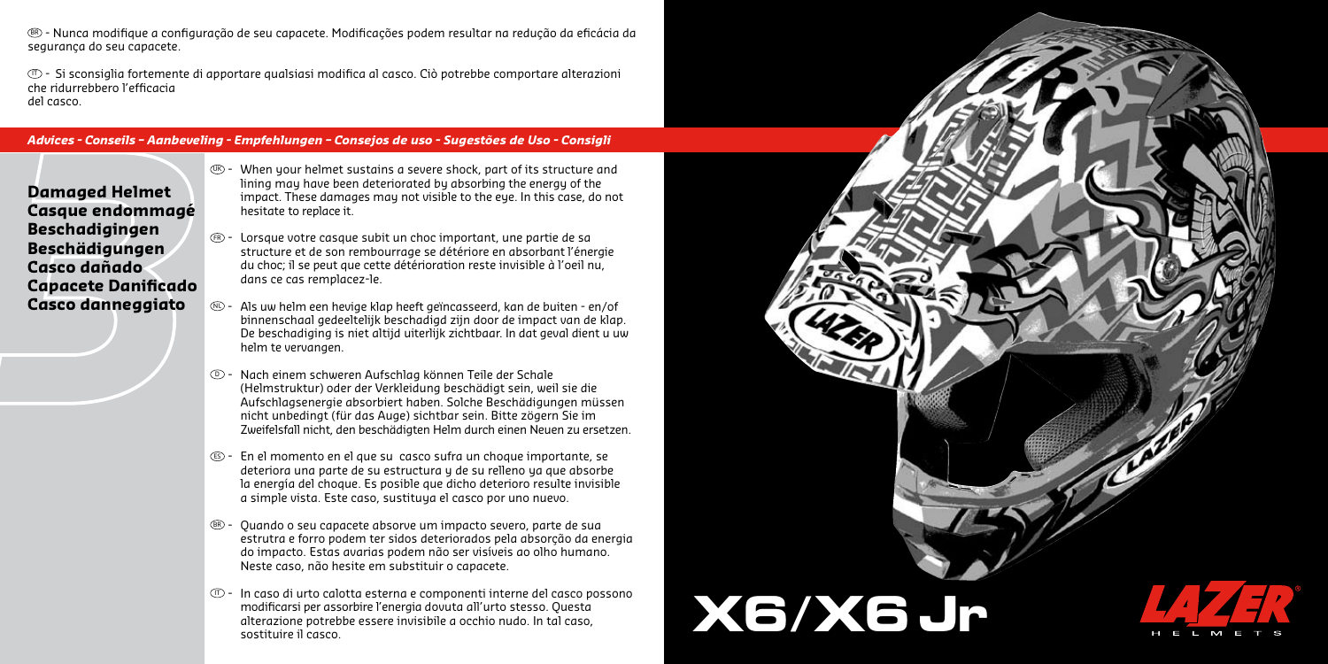(BR) - Nunca modifique a configuração de seu capacete. Modificações podem resultar na redução da eficácia da segurança do seu capacete.

(IT) - Si sconsiglia fortemente di apportare qualsiasi modifica al casco. Ciò potrebbe comportare alterazioni che ridurrebbero l'efficacia del casco.

***Advices - Conseils – Aanbeveling - Empfehlungen – Consejos de uso - Sugestões de Uso - Consigli***

## Damaged Helmet
## Casque endommagé
## Beschadigingen
## Beschädigungen
## Casco dañado
## Capacete Danificado
## Casco danneggiato

(UK) - When your helmet sustains a severe shock, part of its structure and lining may have been deteriorated by absorbing the energy of the impact. These damages may not visible to the eye. In this case, do not hesitate to replace it.

(FR) - Lorsque votre casque subit un choc important, une partie de sa structure et de son rembourrage se détériore en absorbant l'énergie du choc; il se peut que cette détérioration reste invisible à l'oeil nu, dans ce cas remplacez-le.

(NL) - Als uw helm een hevige klap heeft geïncasseerd, kan de buiten - en/of binnenschaal gedeeltelijk beschadigd zijn door de impact van de klap. De beschadiging is niet altijd uiterlijk zichtbaar. In dat geval dient u uw helm te vervangen.

(D) - Nach einem schweren Aufschlag können Teile der Schale (Helmstruktur) oder der Verkleidung beschädigt sein, weil sie die Aufschlagsenergie absorbiert haben. Solche Beschädigungen müssen nicht unbedingt (für das Auge) sichtbar sein. Bitte zögern Sie im Zweifelsfall nicht, den beschädigten Helm durch einen Neuen zu ersetzen.

(ES) - En el momento en el que su casco sufra un choque importante, se deteriora una parte de su estructura y de su relleno ya que absorbe la energía del choque. Es posible que dicho deterioro resulte invisible a simple vista. Este caso, sustituya el casco por uno nuevo.

(BR) - Quando o seu capacete absorve um impacto severo, parte de sua estrutra e forro podem ter sidos deteriorados pela absorção da energia do impacto. Estas avarias podem não ser visíveis ao olho humano. Neste caso, não hesite em substituir o capacete.

(IT) - In caso di urto calotta esterna e componenti interne del casco possono modificarsi per assorbire l'energia dovuta all'urto stesso. Questa alterazione potrebbe essere invisibile a occhio nudo. In tal caso, sostituire il casco.

**X6/X6 Jr**

LAZER HELMETS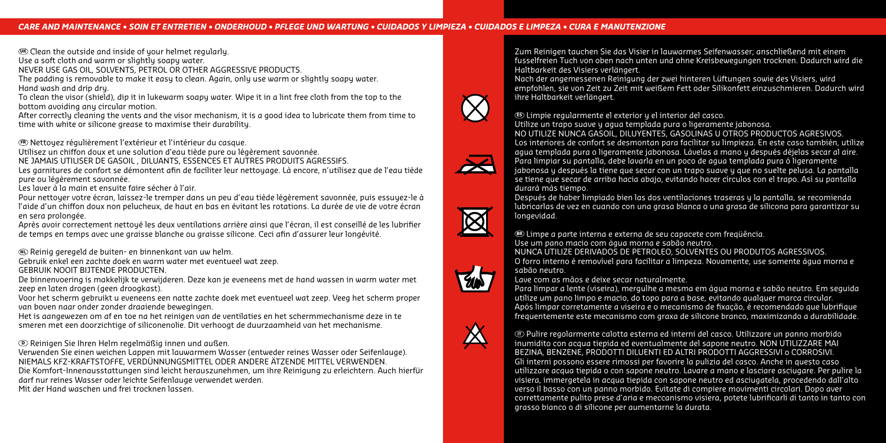## CARE AND MAINTENANCE • SOIN ET ENTRETIEN • ONDERHOUD • PFLEGE UND WARTUNG • CUIDADOS Y LIMPIEZA • CUIDADOS E LIMPEZA • CURA E MANUTENZIONE

UK Clean the outside and inside of your helmet regularly.
Use a soft cloth and warm or slightly soapy water.
NEVER USE GAS OIL, SOLVENTS, PETROL OR OTHER AGGRESSIVE PRODUCTS.
The padding is removable to make it easy to clean. Again, only use warm or slightly soapy water.
Hand wash and drip dry.
To clean the visor (shield), dip it in lukewarm soapy water. Wipe it in a lint free cloth from the top to the bottom avoiding any circular motion.
After correctly cleaning the vents and the visor mechanism, it is a good idea to lubricate them from time to time with white or silicone grease to maximise their durability.

FR Nettoyez régulièrement l'extérieur et l'intérieur du casque.
Utilisez un chiffon doux et une solution d'eau tiède pure ou légèrement savonnée.
NE JAMAIS UTILISER DE GASOIL , DILUANTS, ESSENCES ET AUTRES PRODUITS AGRESSIFS.
Les garnitures de confort se démontent afin de faciliter leur nettoyage. Là encore, n'utilisez que de l'eau tiède pure ou légèrement savonnée.
Les laver à la main et ensuite faire sécher à l'air.
Pour nettoyer votre écran, laissez-le tremper dans un peu d'eau tiède légèrement savonnée, puis essuyez-le à l'aide d'un chiffon doux non pelucheux, de haut en bas en évitant les rotations. La durée de vie de votre écran en sera prolongée.
Après avoir correctement nettoyé les deux ventilations arrière ainsi que l'écran, il est conseillé de les lubrifier de temps en temps avec une graisse blanche ou graisse silicone. Ceci afin d'assurer leur longévité.

NL Reinig geregeld de buiten- en binnenkant van uw helm.
Gebruik enkel een zachte doek en warm water met eventueel wat zeep.
GEBRUIK NOOIT BIJTENDE PRODUCTEN.
De binnenvoering is makkelijk te verwijderen. Deze kan je eveneens met de hand wassen in warm water met zeep en laten drogen (geen droogkast).
Voor het scherm gebruikt u eveneens een natte zachte doek met eventueel wat zeep. Veeg het scherm proper van boven naar onder zonder draaiende bewegingen.
Het is aangewezen om af en toe na het reinigen van de ventilaties en het schermmechanisme deze in te smeren met een doorzichtige of siliconenolie. Dit verhoogt de duurzaamheid van het mechanisme.

D Reinigen Sie Ihren Helm regelmäßig innen und außen.
Verwenden Sie einen weichen Lappen mit lauwarmem Wasser (entweder reines Wasser oder Seifenlauge).
NIEMALS KFZ-KRAFTSTOFFE, VERDÜNNUNGSMITTEL ODER ANDERE ÄTZENDE MITTEL VERWENDEN.
Die Komfort-Innenausstattungen sind leicht herauszunehmen, um ihre Reinigung zu erleichtern. Auch hierfür darf nur reines Wasser oder leichte Seifenlauge verwendet werden.
Mit der Hand waschen und frei trocknen lassen.
Zum Reinigen tauchen Sie das Visier in lauwarmes Seifenwasser; anschließend mit einem fusselfreien Tuch von oben nach unten und ohne Kreisbewegungen trocknen. Dadurch wird die Haltbarkeit des Visiers verlängert.
Nach der angemessenen Reinigung der zwei hinteren Lüftungen sowie des Visiers, wird empfohlen, sie von Zeit zu Zeit mit weißem Fett oder Silikonfett einzuschmieren. Dadurch wird ihre Haltbarkeit verlängert.

ES Limpie regularmente el exterior y el interior del casco.
Utilize un trapo suave y agua templada pura o ligeramente jabonosa.
NO UTILIZE NUNCA GASOIL, DILUYENTES, GASOLINAS U OTROS PRODUCTOS AGRESIVOS.
Los interiores de confort se desmontan para facilitar su limpieza. En este caso también, utilize agua templada pura o ligeramente jabonosa. Lávelas a mano y después déjelas secar al aire.
Para limpiar su pantalla, debe lavarla en un poco de agua templada pura ó ligeramente jabonosa y después la tiene que secar con un trapo suave y que no suelte pelusa. La pantalla se tiene que secar de arriba hacia abajo, evitando hacer círculos con el trapo. Así su pantalla durará más tiempo.
Después de haber limpiado bien las dos ventilaciones traseras y la pantalla, se recomienda lubricarlas de vez en cuando con una grasa blanca o una grasa de silicona para garantizar su longevidad.

BR Limpe a parte interna e externa de seu capacete com freqüência.
Use um pano macio com água morna e sabão neutro.
NUNCA UTILIZE DERIVADOS DE PETROLEO, SOLVENTES OU PRODUTOS AGRESSIVOS.
O forro interno é removível para facilitar a limpeza. Novamente, use somente água morna e sabão neutro.
Lave com as mãos e deixe secar naturalmente.
Para limpar a lente (viseira), mergulhe a mesma em água morna e sabão neutro. Em seguida utilize um pano limpo e macio, do topo para a base, evitando qualquer marca circular.
Após limpar corretamente a viseira e o mecanismo de fixação, é recomendado que lubrifique frequentemente este mecanismo com graxa de silicone branco, maximizando a durabilidade.

IT Pulire regolarmente calotta esterna ed interni del casco. Utilizzare un panno morbido inumidito con acqua tiepida ed eventualmente del sapone neutro. NON UTILIZZARE MAI BEZINA, BENZENE, PRODOTTI DILUENTI ED ALTRI PRODOTTI AGGRESSIVI o CORROSIVI.
Gli interni possono essere rimossi per favorire la pulizia del casco. Anche in questo caso utilizzare acqua tiepida o con sapone neutro. Lavare a mano e lasciare asciugare. Per pulire la visiera, immergetela in acqua tiepida con sapone neutro ed asciugatela, procedendo dall'alto verso il basso con un panno morbido. Evitate di compiere movimenti circolari. Dopo aver correttamente pulito prese d'aria e meccanismo visiera, potete lubrificarli di tanto in tanto con grasso bianco o di silicone per aumentarne la durata.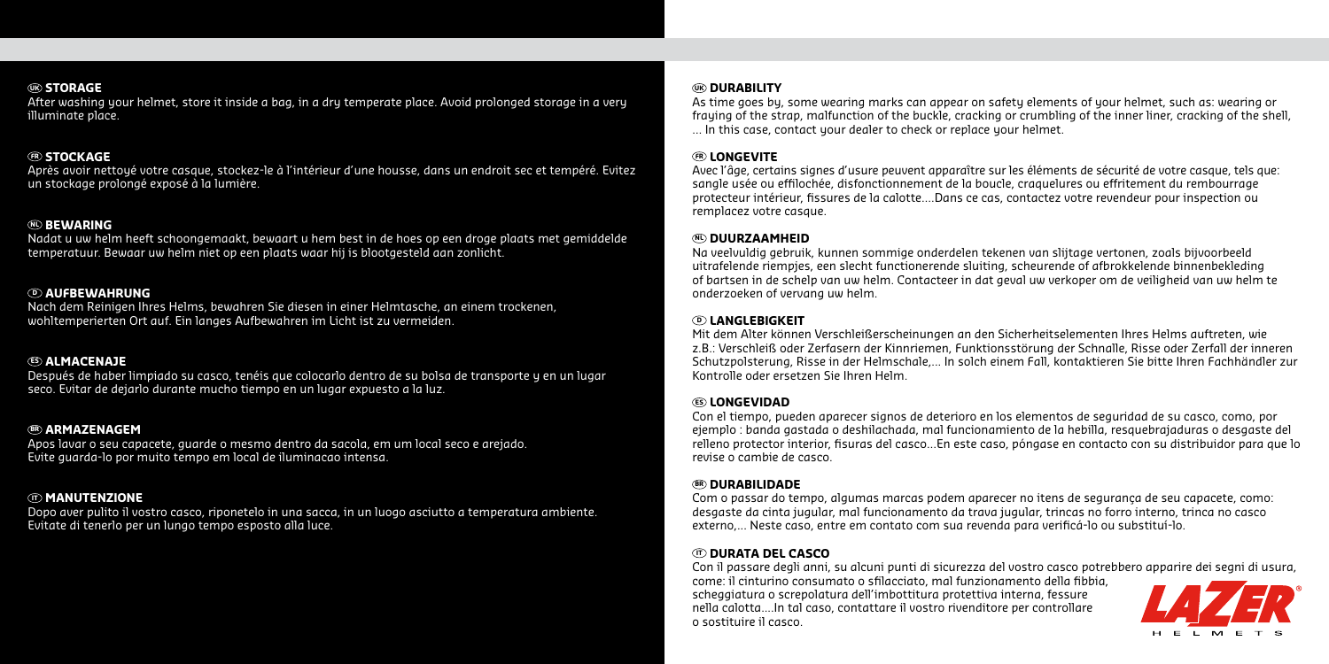## UK STORAGE

After washing your helmet, store it inside a bag, in a dry temperate place. Avoid prolonged storage in a very illuminate place.

## FR STOCKAGE

Après avoir nettoyé votre casque, stockez-le à l'intérieur d'une housse, dans un endroit sec et tempéré. Evitez un stockage prolongé exposé à la lumière.

## NL BEWARING

Nadat u uw helm heeft schoongemaakt, bewaart u hem best in de hoes op een droge plaats met gemiddelde temperatuur. Bewaar uw helm niet op een plaats waar hij is blootgesteld aan zonlicht.

## D AUFBEWAHRUNG

Nach dem Reinigen Ihres Helms, bewahren Sie diesen in einer Helmtasche, an einem trockenen, wohltemperierten Ort auf. Ein langes Aufbewahren im Licht ist zu vermeiden.

## ES ALMACENAJE

Después de haber limpiado su casco, tenéis que colocarlo dentro de su bolsa de transporte y en un lugar seco. Evitar de dejarlo durante mucho tiempo en un lugar expuesto a la luz.

## BR ARMAZENAGEM

Apos lavar o seu capacete, guarde o mesmo dentro da sacola, em um local seco e arejado. Evite guarda-lo por muito tempo em local de iluminacao intensa.

## IT MANUTENZIONE

Dopo aver pulito il vostro casco, riponetelo in una sacca, in un luogo asciutto a temperatura ambiente. Evitate di tenerlo per un lungo tempo esposto alla luce.

## UK DURABILITY

As time goes by, some wearing marks can appear on safety elements of your helmet, such as: wearing or fraying of the strap, malfunction of the buckle, cracking or crumbling of the inner liner, cracking of the shell, ... In this case, contact your dealer to check or replace your helmet.

## FR LONGEVITE

Avec l'âge, certains signes d'usure peuvent apparaître sur les éléments de sécurité de votre casque, tels que: sangle usée ou effilochée, disfonctionnement de la boucle, craquelures ou effritement du rembourrage protecteur intérieur, fissures de la calotte....Dans ce cas, contactez votre revendeur pour inspection ou remplacez votre casque.

## NL DUURZAAMHEID

Na veelvuldig gebruik, kunnen sommige onderdelen tekenen van slijtage vertonen, zoals bijvoorbeeld uitrafelende riempjes, een slecht functionerende sluiting, scheurende of afbrokkelende binnenbekleding of bartsen in de schelp van uw helm. Contacteer in dat geval uw verkoper om de veiligheid van uw helm te onderzoeken of vervang uw helm.

## D LANGLEBIGKEIT

Mit dem Alter können Verschleißerscheinungen an den Sicherheitselementen Ihres Helms auftreten, wie z.B.: Verschleiß oder Zerfasern der Kinnriemen, Funktionsstörung der Schnalle, Risse oder Zerfall der inneren Schutzpolsterung, Risse in der Helmschale,... In solch einem Fall, kontaktieren Sie bitte Ihren Fachhändler zur Kontrolle oder ersetzen Sie Ihren Helm.

## ES LONGEVIDAD

Con el tiempo, pueden aparecer signos de deterioro en los elementos de seguridad de su casco, como, por ejemplo : banda gastada o deshilachada, mal funcionamiento de la hebilla, resquebrajaduras o desgaste del relleno protector interior, fisuras del casco...En este caso, póngase en contacto con su distribuidor para que lo revise o cambie de casco.

## BR DURABILIDADE

Com o passar do tempo, algumas marcas podem aparecer no itens de segurança de seu capacete, como: desgaste da cinta jugular, mal funcionamento da trava jugular, trincas no forro interno, trinca no casco externo,... Neste caso, entre em contato com sua revenda para verificá-lo ou substituí-lo.

## IT DURATA DEL CASCO

Con il passare degli anni, su alcuni punti di sicurezza del vostro casco potrebbero apparire dei segni di usura, come: il cinturino consumato o sfilacciato, mal funzionamento della fibbia, scheggiatura o screpolatura dell'imbottitura protettiva interna, fessure nella calotta....In tal caso, contattare il vostro rivenditore per controllare o sostituire il casco.

LAZER® HELMETS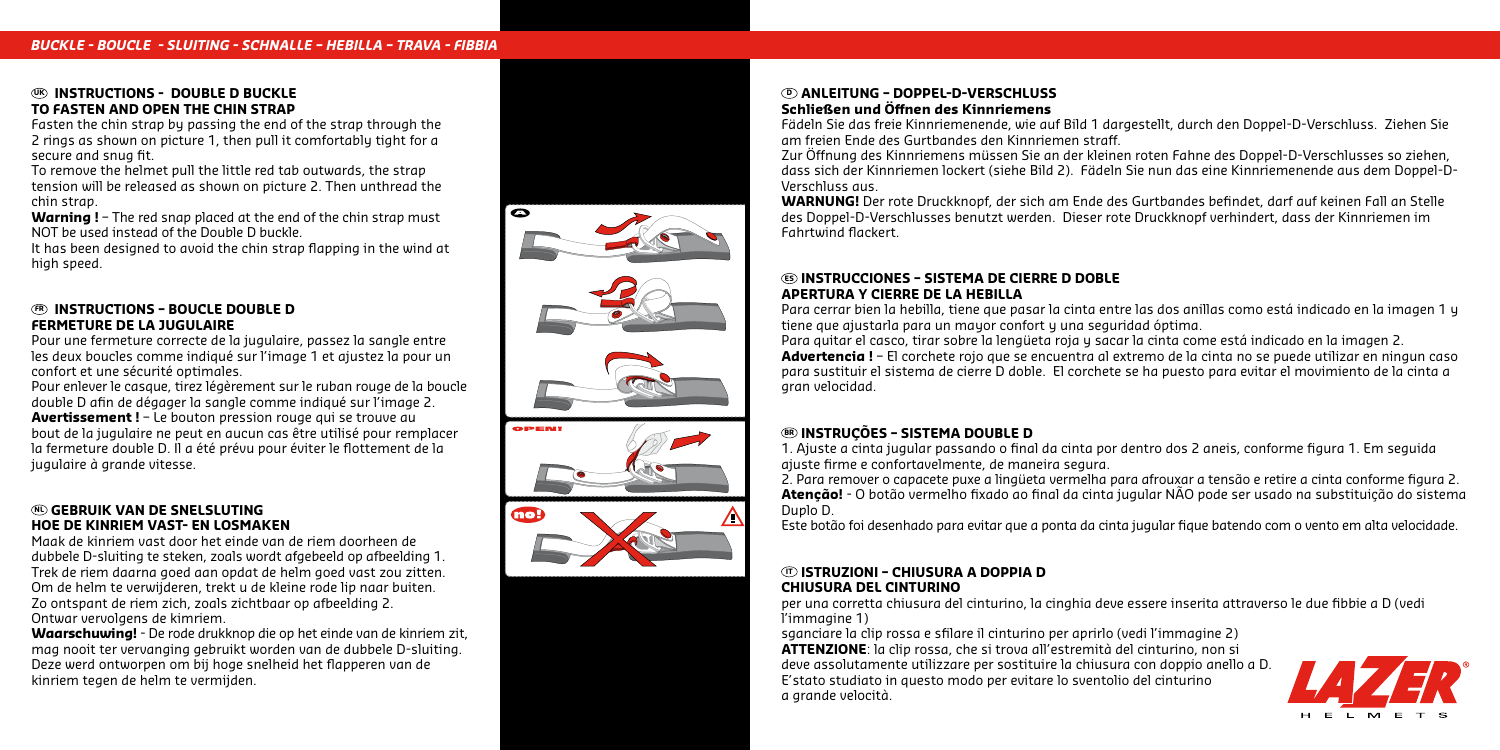*BUCKLE - BOUCLE - SLUITING - SCHNALLE – HEBILLA – TRAVA - FIBBIA*

## UK INSTRUCTIONS - DOUBLE D BUCKLE
### TO FASTEN AND OPEN THE CHIN STRAP

Fasten the chin strap by passing the end of the strap through the 2 rings as shown on picture 1, then pull it comfortably tight for a secure and snug fit.

To remove the helmet pull the little red tab outwards, the strap tension will be released as shown on picture 2. Then unthread the chin strap.

**Warning !** – The red snap placed at the end of the chin strap must NOT be used instead of the Double D buckle.

It has been designed to avoid the chin strap flapping in the wind at high speed.

## FR INSTRUCTIONS – BOUCLE DOUBLE D
### FERMETURE DE LA JUGULAIRE

Pour une fermeture correcte de la jugulaire, passez la sangle entre les deux boucles comme indiqué sur l'image 1 et ajustez la pour un confort et une sécurité optimales.

Pour enlever le casque, tirez légèrement sur le ruban rouge de la boucle double D afin de dégager la sangle comme indiqué sur l'image 2.

**Avertissement !** – Le bouton pression rouge qui se trouve au bout de la jugulaire ne peut en aucun cas être utilisé pour remplacer la fermeture double D. Il a été prévu pour éviter le flottement de la jugulaire à grande vitesse.

## NL GEBRUIK VAN DE SNELSLUTING
### HOE DE KINRIEM VAST- EN LOSMAKEN

Maak de kinriem vast door het einde van de riem doorheen de dubbele D-sluiting te steken, zoals wordt afgebeeld op afbeelding 1. Trek de riem daarna goed aan opdat de helm goed vast zou zitten.

Om de helm te verwijderen, trekt u de kleine rode lip naar buiten. Zo ontspant de riem zich, zoals zichtbaar op afbeelding 2. Ontwar vervolgens de kimriem.

**Waarschuwing!** - De rode drukknop die op het einde van de kinriem zit, mag nooit ter vervanging gebruikt worden van de dubbele D-sluiting. Deze werd ontworpen om bij hoge snelheid het flapperen van de kinriem tegen de helm te vermijden.

OPEN!

no!

## D ANLEITUNG – DOPPEL-D-VERSCHLUSS
### Schließen und Öffnen des Kinnriemens

Fädeln Sie das freie Kinnriemenende, wie auf Bild 1 dargestellt, durch den Doppel-D-Verschluss. Ziehen Sie am freien Ende des Gurtbandes den Kinnriemen straff.

Zur Öffnung des Kinnriemens müssen Sie an der kleinen roten Fahne des Doppel-D-Verschlusses so ziehen, dass sich der Kinnriemen lockert (siehe Bild 2). Fädeln Sie nun das eine Kinnriemenende aus dem Doppel-D-Verschluss aus.

**WARNUNG!** Der rote Druckknopf, der sich am Ende des Gurtbandes befindet, darf auf keinen Fall an Stelle des Doppel-D-Verschlusses benutzt werden. Dieser rote Druckknopf verhindert, dass der Kinnriemen im Fahrtwind flackert.

## ES INSTRUCCIONES – SISTEMA DE CIERRE D DOBLE
### APERTURA Y CIERRE DE LA HEBILLA

Para cerrar bien la hebilla, tiene que pasar la cinta entre las dos anillas como está indicado en la imagen 1 y tiene que ajustarla para un mayor confort y una seguridad óptima.

Para quitar el casco, tirar sobre la lengüeta roja y sacar la cinta come está indicado en la imagen 2.

**Advertencia !** – El corchete rojo que se encuentra al extremo de la cinta no se puede utilizar en ningun caso para sustituir el sistema de cierre D doble. El corchete se ha puesto para evitar el movimiento de la cinta a gran velocidad.

## BR INSTRUÇÕES – SISTEMA DOUBLE D

1. Ajuste a cinta jugular passando o final da cinta por dentro dos 2 aneis, conforme figura 1. Em seguida ajuste firme e confortavelmente, de maneira segura.
2. Para remover o capacete puxe a lingüeta vermelha para afrouxar a tensão e retire a cinta conforme figura 2.

**Atenção!** - O botão vermelho fixado ao final da cinta jugular NÃO pode ser usado na substituição do sistema Duplo D.

Este botão foi desenhado para evitar que a ponta da cinta jugular fique batendo com o vento em alta velocidade.

## IT ISTRUZIONI – CHIUSURA A DOPPIA D
### CHIUSURA DEL CINTURINO

per una corretta chiusura del cinturino, la cinghia deve essere inserita attraverso le due fibbie a D (vedi l'immagine 1)

sganciare la clip rossa e sfilare il cinturino per aprirlo (vedi l'immagine 2)

**ATTENZIONE**: la clip rossa, che si trova all'estremità del cinturino, non si deve assolutamente utilizzare per sostituire la chiusura con doppio anello a D. E'stato studiato in questo modo per evitare lo sventolio del cinturino a grande velocità.

LAZER HELMETS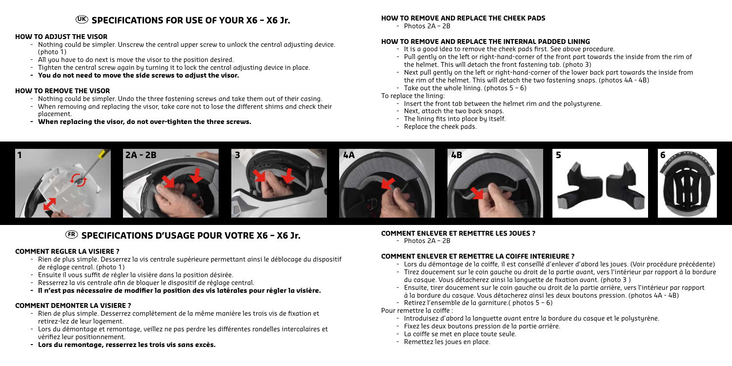# UK SPECIFICATIONS FOR USE OF YOUR X6 – X6 Jr.

### HOW TO ADJUST THE VISOR

- Nothing could be simpler. Unscrew the central upper screw to unlock the central adjusting device. (photo 1)
- All you have to do next is move the visor to the position desired.
- Tighten the central screw again by turning it to lock the central adjusting device in place.
- **You do not need to move the side screws to adjust the visor.**

### HOW TO REMOVE THE VISOR

- Nothing could be simpler. Undo the three fastening screws and take them out of their casing.
- When removing and replacing the visor, take care not to lose the different shims and check their placement.
- **When replacing the visor, do not over-tighten the three screws.**

### HOW TO REMOVE AND REPLACE THE CHEEK PADS

- Photos 2A – 2B

### HOW TO REMOVE AND REPLACE THE INTERNAL PADDED LINING

- It is a good idea to remove the cheek pads first. See above procedure.
- Pull gently on the left or right-hand-corner of the front part towards the inside from the rim of the helmet. This will detach the front fastening tab. (photo 3)
- Next pull gently on the left or right-hand-corner of the lower back part towards the inside from the rim of the helmet. This will detach the two fastening snaps. (photos 4A - 4B)
- Take out the whole lining. (photos 5 – 6)

To replace the lining:

- Insert the front tab between the helmet rim and the polystyrene.
- Next, attach the two back snaps.
- The lining fits into place by itself.
- Replace the cheek pads.

1 | 2A - 2B | 3 | 4A | 4B | 5 | 6

# FR SPECIFICATIONS D'USAGE POUR VOTRE X6 – X6 Jr.

### COMMENT REGLER LA VISIERE ?

- Rien de plus simple. Desserrez la vis centrale supérieure permettant ainsi le déblocage du dispositif de réglage central. (photo 1)
- Ensuite il vous suffit de régler la visière dans la position désirée.
- Resserrez la vis centrale afin de bloquer le dispositif de réglage central.
- **Il n'est pas nécessaire de modifier la position des vis latérales pour régler la visière.**

### COMMENT DEMONTER LA VISIERE ?

- Rien de plus simple. Desserrez complètement de la même manière les trois vis de fixation et retirez-lez de leur logement.
- Lors du démontage et remontage, veillez ne pas perdre les différentes rondelles intercalaires et vérifiez leur positionnement.
- **Lors du remontage, resserrez les trois vis sans excès.**

### COMMENT ENLEVER ET REMETTRE LES JOUES ?

- Photos 2A – 2B

### COMMENT ENLEVER ET REMETTRE LA COIFFE INTERIEURE ?

- Lors du démontage de la coiffe, il est conseillé d'enlever d'abord les joues. (Voir procédure précédente)
- Tirez doucement sur le coin gauche ou droit de la partie avant, vers l'intérieur par rapport à la bordure du casque. Vous détacherez ainsi la languette de fixation avant. (photo 3 )
- Ensuite, tirer doucement sur le coin gauche ou droit de la partie arrière, vers l'intérieur par rapport à la bordure du casque. Vous détacherez ainsi les deux boutons pression. (photos 4A - 4B)
- Retirez l'ensemble de la garniture.( photos 5 – 6)

Pour remettre la coiffe :

- Introduisez d'abord la languette avant entre la bordure du casque et le polystyrène.
- Fixez les deux boutons pression de la partie arrière.
- La coiffe se met en place toute seule.
- Remettez les joues en place.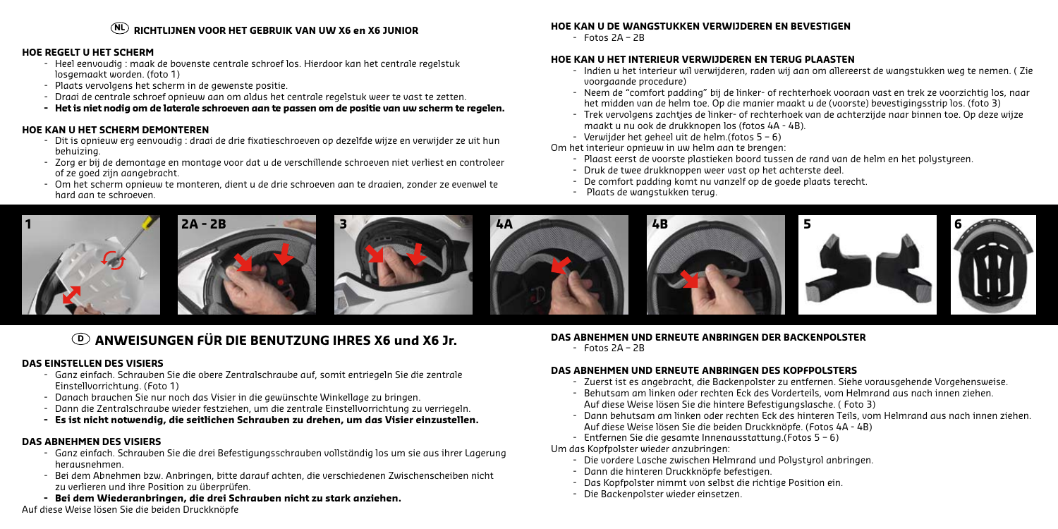## (NL) RICHTLIJNEN VOOR HET GEBRUIK VAN UW X6 en X6 JUNIOR

### HOE REGELT U HET SCHERM

- Heel eenvoudig : maak de bovenste centrale schroef los. Hierdoor kan het centrale regelstuk losgemaakt worden. (foto 1)
- Plaats vervolgens het scherm in de gewenste positie.
- Draai de centrale schroef opnieuw aan om aldus het centrale regelstuk weer te vast te zetten.
- **Het is niet nodig om de laterale schroeven aan te passen om de positie van uw scherm te regelen.**

### HOE KAN U HET SCHERM DEMONTEREN

- Dit is opnieuw erg eenvoudig : draai de drie fixatieschroeven op dezelfde wijze en verwijder ze uit hun behuizing.
- Zorg er bij de demontage en montage voor dat u de verschillende schroeven niet verliest en controleer of ze goed zijn aangebracht.
- Om het scherm opnieuw te monteren, dient u de drie schroeven aan te draaien, zonder ze evenwel te hard aan te schroeven.

### HOE KAN U DE WANGSTUKKEN VERWIJDEREN EN BEVESTIGEN

- Fotos 2A – 2B

### HOE KAN U HET INTERIEUR VERWIJDEREN EN TERUG PLAASTEN

- Indien u het interieur wil verwijderen, raden wij aan om allereerst de wangstukken weg te nemen. ( Zie voorgaande procedure)
- Neem de "comfort padding" bij de linker- of rechterhoek vooraan vast en trek ze voorzichtig los, naar het midden van de helm toe. Op die manier maakt u de (voorste) bevestigingsstrip los. (foto 3)
- Trek vervolgens zachtjes de linker- of rechterhoek van de achterzijde naar binnen toe. Op deze wijze maakt u nu ook de drukknopen los (fotos 4A - 4B).
- Verwijder het geheel uit de helm.(fotos 5 – 6)

Om het interieur opnieuw in uw helm aan te brengen:

- Plaast eerst de voorste plastieken boord tussen de rand van de helm en het polystyreen.
- Druk de twee drukknoppen weer vast op het achterste deel.
- De comfort padding komt nu vanzelf op de goede plaats terecht.
- Plaats de wangstukken terug.

1 | 2A - 2B | 3 | 4A | 4B | 5 | 6

## (D) ANWEISUNGEN FÜR DIE BENUTZUNG IHRES X6 und X6 Jr.

### DAS EINSTELLEN DES VISIERS

- Ganz einfach. Schrauben Sie die obere Zentralschraube auf, somit entriegeln Sie die zentrale Einstellvorrichtung. (Foto 1)
- Danach brauchen Sie nur noch das Visier in die gewünschte Winkellage zu bringen.
- Dann die Zentralschraube wieder festziehen, um die zentrale Einstellvorrichtung zu verriegeln.
- **Es ist nicht notwendig, die seitlichen Schrauben zu drehen, um das Visier einzustellen.**

### DAS ABNEHMEN DES VISIERS

- Ganz einfach. Schrauben Sie die drei Befestigungsschrauben vollständig los um sie aus ihrer Lagerung herausnehmen.
- Bei dem Abnehmen bzw. Anbringen, bitte darauf achten, die verschiedenen Zwischenscheiben nicht zu verlieren und ihre Position zu überprüfen.
- **Bei dem Wiederanbringen, die drei Schrauben nicht zu stark anziehen.**

Auf diese Weise lösen Sie die beiden Druckknöpfe

### DAS ABNEHMEN UND ERNEUTE ANBRINGEN DER BACKENPOLSTER

- Fotos 2A – 2B

### DAS ABNEHMEN UND ERNEUTE ANBRINGEN DES KOPFPOLSTERS

- Zuerst ist es angebracht, die Backenpolster zu entfernen. Siehe vorausgehende Vorgehensweise.
- Behutsam am linken oder rechten Eck des Vorderteils, vom Helmrand aus nach innen ziehen. Auf diese Weise lösen Sie die hintere Befestigungslasche. ( Foto 3)
- Dann behutsam am linken oder rechten Eck des hinteren Teils, vom Helmrand aus nach innen ziehen. Auf diese Weise lösen Sie die beiden Druckknöpfe. (Fotos 4A - 4B)
- Entfernen Sie die gesamte Innenausstattung.(Fotos 5 – 6)

Um das Kopfpolster wieder anzubringen:

- Die vordere Lasche zwischen Helmrand und Polystyrol anbringen.
- Dann die hinteren Druckknöpfe befestigen.
- Das Kopfpolster nimmt von selbst die richtige Position ein.
- Die Backenpolster wieder einsetzen.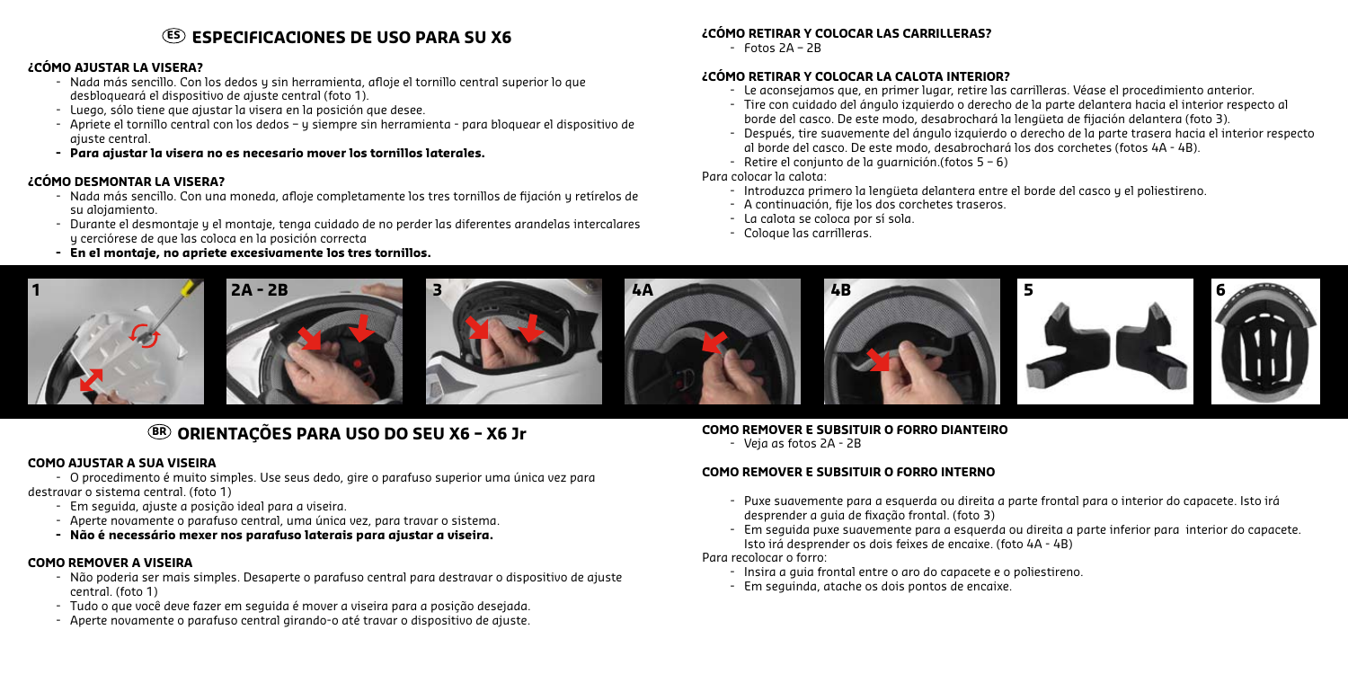## (ES) ESPECIFICACIONES DE USO PARA SU X6

### ¿CÓMO AJUSTAR LA VISERA?

- Nada más sencillo. Con los dedos y sin herramienta, afloje el tornillo central superior lo que desbloqueará el dispositivo de ajuste central (foto 1).
- Luego, sólo tiene que ajustar la visera en la posición que desee.
- Apriete el tornillo central con los dedos – y siempre sin herramienta - para bloquear el dispositivo de ajuste central.
- **Para ajustar la visera no es necesario mover los tornillos laterales.**

### ¿CÓMO DESMONTAR LA VISERA?

- Nada más sencillo. Con una moneda, afloje completamente los tres tornillos de fijación y retírelos de su alojamiento.
- Durante el desmontaje y el montaje, tenga cuidado de no perder las diferentes arandelas intercalares y cerciórese de que las coloca en la posición correcta
- **En el montaje, no apriete excesivamente los tres tornillos.**

### ¿CÓMO RETIRAR Y COLOCAR LAS CARRILLERAS?

- Fotos 2A – 2B

### ¿CÓMO RETIRAR Y COLOCAR LA CALOTA INTERIOR?

- Le aconsejamos que, en primer lugar, retire las carrilleras. Véase el procedimiento anterior.
- Tire con cuidado del ángulo izquierdo o derecho de la parte delantera hacia el interior respecto al borde del casco. De este modo, desabrochará la lengüeta de fijación delantera (foto 3).
- Después, tire suavemente del ángulo izquierdo o derecho de la parte trasera hacia el interior respecto al borde del casco. De este modo, desabrochará los dos corchetes (fotos 4A - 4B).
- Retire el conjunto de la guarnición.(fotos 5 – 6)

Para colocar la calota:

- Introduzca primero la lengüeta delantera entre el borde del casco y el poliestireno.
- A continuación, fije los dos corchetes traseros.
- La calota se coloca por sí sola.
- Coloque las carrilleras.

1 | 2A - 2B | 3 | 4A | 4B | 5 | 6

## (BR) ORIENTAÇÕES PARA USO DO SEU X6 – X6 Jr

### COMO AJUSTAR A SUA VISEIRA

- O procedimento é muito simples. Use seus dedo, gire o parafuso superior uma única vez para destravar o sistema central. (foto 1)
- Em seguida, ajuste a posição ideal para a viseira.
- Aperte novamente o parafuso central, uma única vez, para travar o sistema.
- **Não é necessário mexer nos parafuso laterais para ajustar a viseira.**

### COMO REMOVER A VISEIRA

- Não poderia ser mais simples. Desaperte o parafuso central para destravar o dispositivo de ajuste central. (foto 1)
- Tudo o que você deve fazer em seguida é mover a viseira para a posição desejada.
- Aperte novamente o parafuso central girando-o até travar o dispositivo de ajuste.

### COMO REMOVER E SUBSITUIR O FORRO DIANTEIRO

- Veja as fotos 2A - 2B

### COMO REMOVER E SUBSITUIR O FORRO INTERNO

- Puxe suavemente para a esquerda ou direita a parte frontal para o interior do capacete. Isto irá desprender a guia de fixação frontal. (foto 3)
- Em seguida puxe suavemente para a esquerda ou direita a parte inferior para interior do capacete. Isto irá desprender os dois feixes de encaixe. (foto 4A - 4B)

Para recolocar o forro:

- Insira a guia frontal entre o aro do capacete e o poliestireno.
- Em seguinda, atache os dois pontos de encaixe.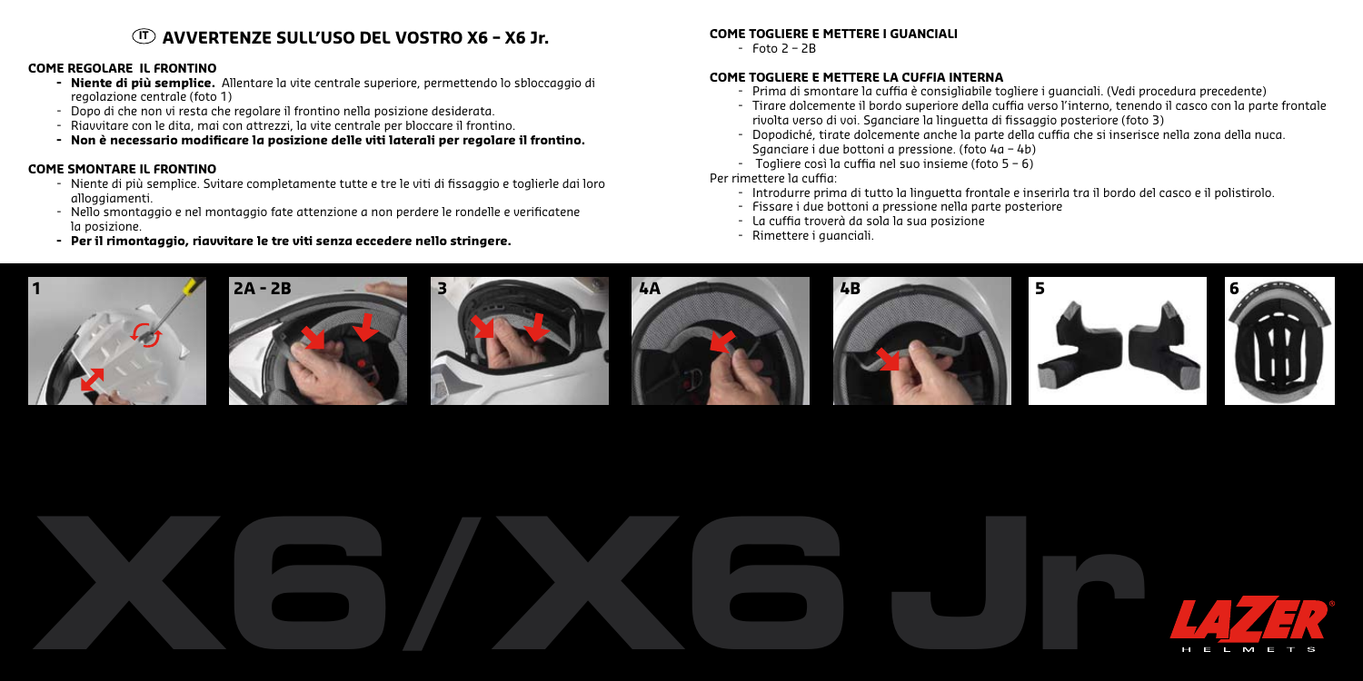# (IT) AVVERTENZE SULL'USO DEL VOSTRO X6 – X6 Jr.

### COME REGOLARE IL FRONTINO

- **Niente di più semplice.** Allentare la vite centrale superiore, permettendo lo sbloccaggio di regolazione centrale (foto 1)
- Dopo di che non vi resta che regolare il frontino nella posizione desiderata.
- Riavvitare con le dita, mai con attrezzi, la vite centrale per bloccare il frontino.
- **Non è necessario modificare la posizione delle viti laterali per regolare il frontino.**

### COME SMONTARE IL FRONTINO

- Niente di più semplice. Svitare completamente tutte e tre le viti di fissaggio e toglierle dai loro alloggiamenti.
- Nello smontaggio e nel montaggio fate attenzione a non perdere le rondelle e verificatene la posizione.
- **Per il rimontaggio, riavvitare le tre viti senza eccedere nello stringere.**

### COME TOGLIERE E METTERE I GUANCIALI

- Foto 2 – 2B

### COME TOGLIERE E METTERE LA CUFFIA INTERNA

- Prima di smontare la cuffia è consigliabile togliere i guanciali. (Vedi procedura precedente)
- Tirare dolcemente il bordo superiore della cuffia verso l'interno, tenendo il casco con la parte frontale rivolta verso di voi. Sganciare la linguetta di fissaggio posteriore (foto 3)
- Dopodiché, tirate dolcemente anche la parte della cuffia che si inserisce nella zona della nuca. Sganciare i due bottoni a pressione. (foto 4a – 4b)
- Togliere così la cuffia nel suo insieme (foto 5 – 6)

Per rimettere la cuffia:

- Introdurre prima di tutto la linguetta frontale e inserirla tra il bordo del casco e il polistirolo.
- Fissare i due bottoni a pressione nella parte posteriore
- La cuffia troverà da sola la sua posizione
- Rimettere i guanciali.

1 2A - 2B 3 4A 4B 5 6

X6/X6 Jr

LAZER HELMETS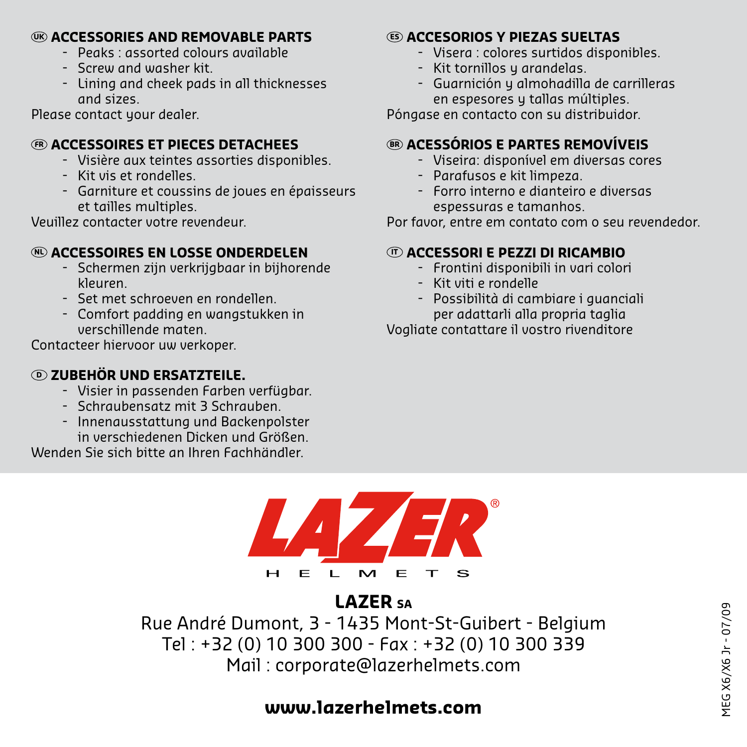## (UK) ACCESSORIES AND REMOVABLE PARTS

- Peaks : assorted colours available
- Screw and washer kit.
- Lining and cheek pads in all thicknesses and sizes.

Please contact your dealer.

## (FR) ACCESSOIRES ET PIECES DETACHEES

- Visière aux teintes assorties disponibles.
- Kit vis et rondelles.
- Garniture et coussins de joues en épaisseurs et tailles multiples.

Veuillez contacter votre revendeur.

## (NL) ACCESSOIRES EN LOSSE ONDERDELEN

- Schermen zijn verkrijgbaar in bijhorende kleuren.
- Set met schroeven en rondellen.
- Comfort padding en wangstukken in verschillende maten.

Contacteer hiervoor uw verkoper.

## (D) ZUBEHÖR UND ERSATZTEILE.

- Visier in passenden Farben verfügbar.
- Schraubensatz mit 3 Schrauben.
- Innenausstattung und Backenpolster in verschiedenen Dicken und Größen.

Wenden Sie sich bitte an Ihren Fachhändler.

## (ES) ACCESORIOS Y PIEZAS SUELTAS

- Visera : colores surtidos disponibles.
- Kit tornillos y arandelas.
- Guarnición y almohadilla de carrilleras en espesores y tallas múltiples.

Póngase en contacto con su distribuidor.

## (BR) ACESSÓRIOS E PARTES REMOVÍVEIS

- Viseira: disponível em diversas cores
- Parafusos e kit limpeza.
- Forro interno e dianteiro e diversas espessuras e tamanhos.

Por favor, entre em contato com o seu revendedor.

## (IT) ACCESSORI E PEZZI DI RICAMBIO

- Frontini disponibili in vari colori
- Kit viti e rondelle
- Possibilità di cambiare i guanciali per adattarli alla propria taglia

Vogliate contattare il vostro rivenditore

LAZER® HELMETS

**LAZER SA**

Rue André Dumont, 3 - 1435 Mont-St-Guibert - Belgium
Tel : +32 (0) 10 300 300 - Fax : +32 (0) 10 300 339
Mail : corporate@lazerhelmets.com

**www.lazerhelmets.com**

MEG X6/X6 Jr - 07/09